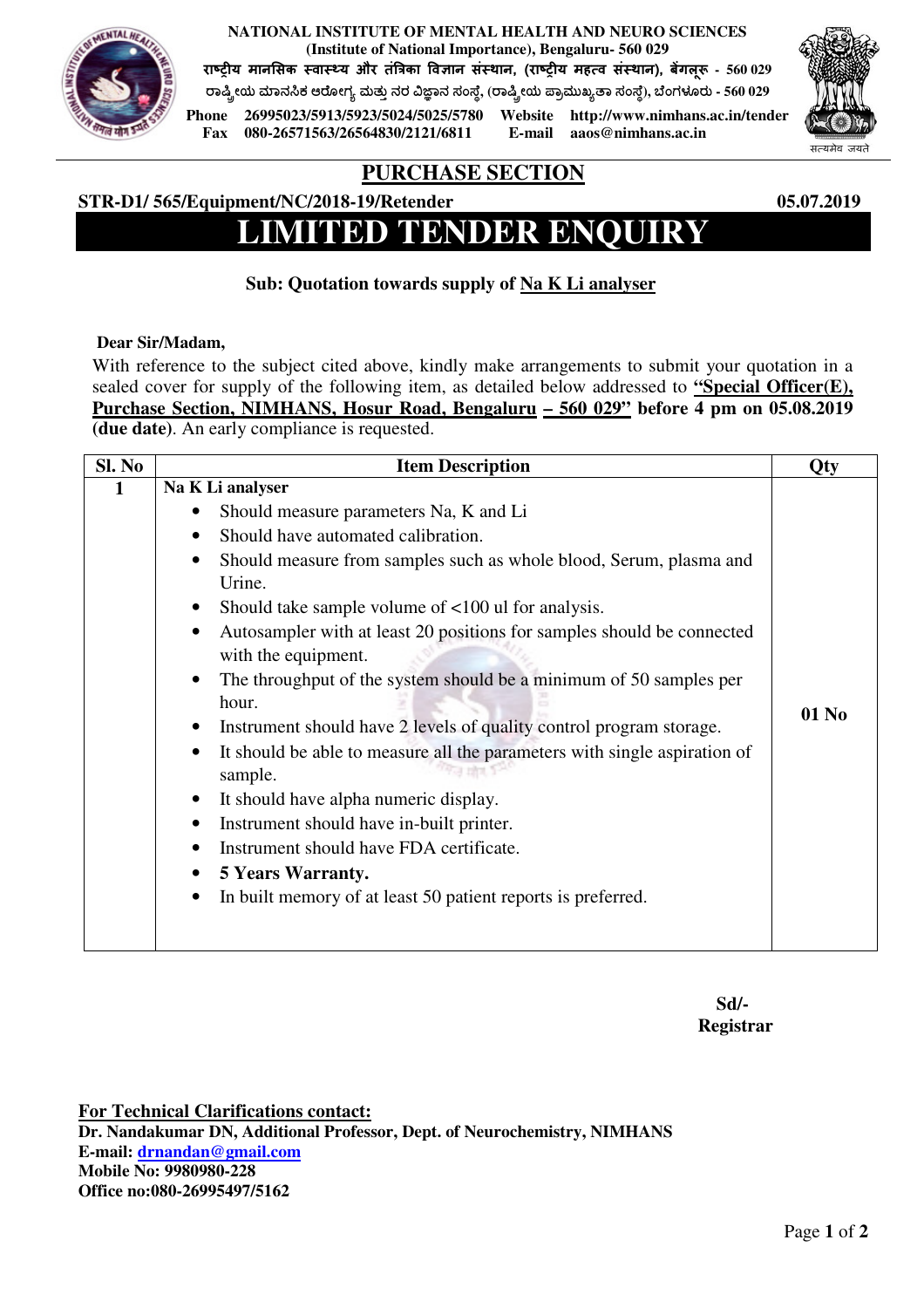**NATIONAL INSTITUTE OF MENTAL HEALTH AND NEURO SCIENCES**
**(Institute of National Importance), Bengaluru- 560 029**
**राष्ट्रीय मानसिक स्वास्थ्य और तंत्रिका विज्ञान संस्थान, (राष्ट्रीय महत्व संस्थान), बेंगलूरु - 560 029**
**ರಾಷ್ಟ್ರೀಯ ಮಾನಸಿಕ ಆರೋಗ್ಯ ಮತ್ತು ನರ ವಿಜ್ಞಾನ ಸಂಸ್ಥೆ, (ರಾಷ್ಟ್ರೀಯ ಪ್ರಾಮುಖ್ಯತಾ ಸಂಸ್ಥೆ), ಬೆಂಗಳೂರು - 560 029**
**Phone** 26995023/5913/5923/5024/5025/5780 **Website** http://www.nimhans.ac.in/tender
**Fax** 080-26571563/26564830/2121/6811 **E-mail** aaos@nimhans.ac.in

## PURCHASE SECTION

**STR-D1/ 565/Equipment/NC/2018-19/Retender** **05.07.2019**

# LIMITED TENDER ENQUIRY

**Sub: Quotation towards supply of Na K Li analyser**

**Dear Sir/Madam,**

With reference to the subject cited above, kindly make arrangements to submit your quotation in a sealed cover for supply of the following item, as detailed below addressed to **"Special Officer(E), Purchase Section, NIMHANS, Hosur Road, Bengaluru – 560 029"** **before 4 pm on 05.08.2019 (due date)**. An early compliance is requested.

| Sl. No | Item Description | Qty |
|---|---|---|
| 1 | **Na K Li analyser**<br>• Should measure parameters Na, K and Li<br>• Should have automated calibration.<br>• Should measure from samples such as whole blood, Serum, plasma and Urine.<br>• Should take sample volume of <100 ul for analysis.<br>• Autosampler with at least 20 positions for samples should be connected with the equipment.<br>• The throughput of the system should be a minimum of 50 samples per hour.<br>• Instrument should have 2 levels of quality control program storage.<br>• It should be able to measure all the parameters with single aspiration of sample.<br>• It should have alpha numeric display.<br>• Instrument should have in-built printer.<br>• Instrument should have FDA certificate.<br>• **5 Years Warranty.**<br>• In built memory of at least 50 patient reports is preferred. | 01 No |

**Sd/-**
**Registrar**

**For Technical Clarifications contact:**
**Dr. Nandakumar DN, Additional Professor, Dept. of Neurochemistry, NIMHANS**
**E-mail: drnandan@gmail.com**
**Mobile No: 9980980-228**
**Office no:080-26995497/5162**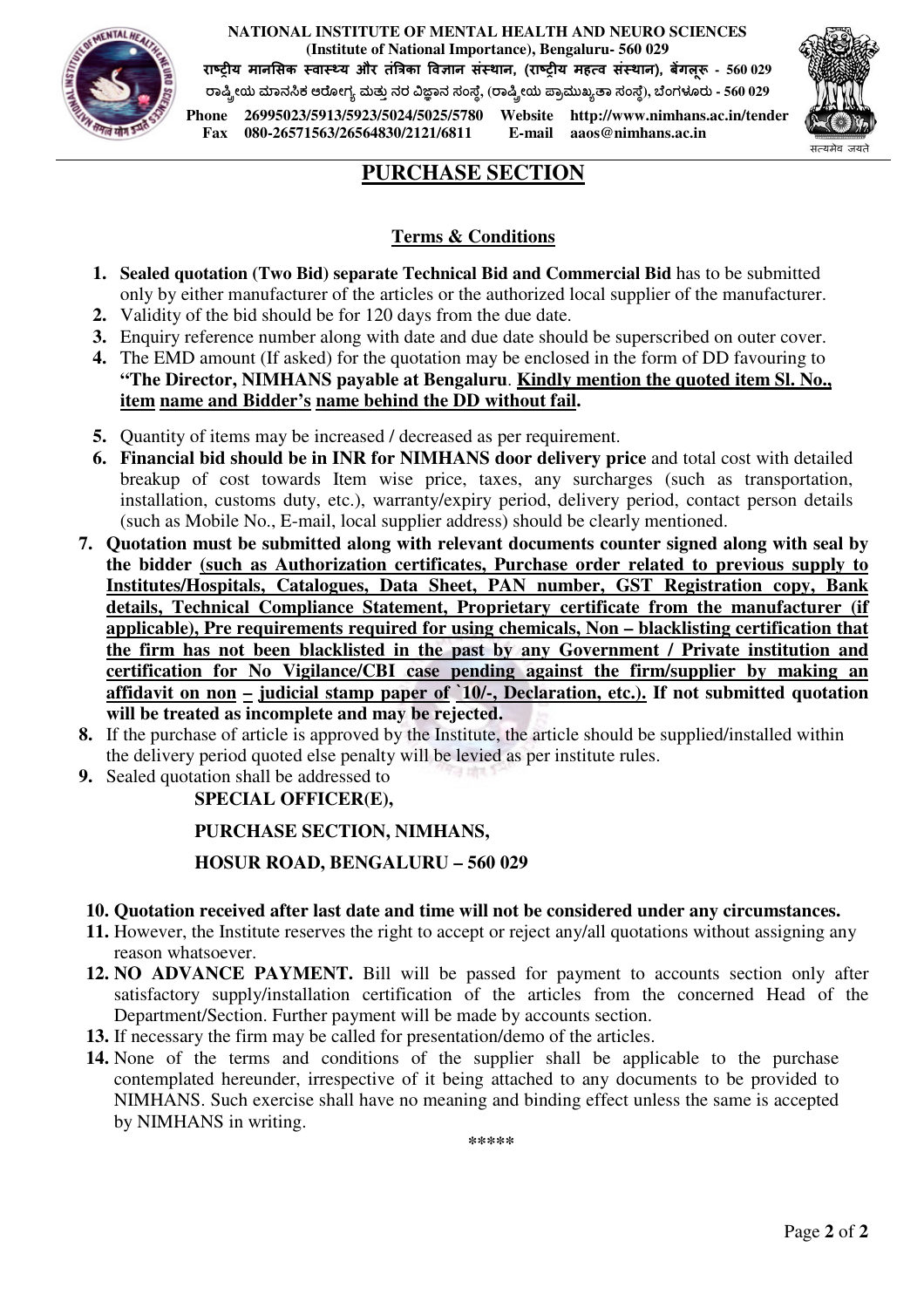**NATIONAL INSTITUTE OF MENTAL HEALTH AND NEURO SCIENCES**
**(Institute of National Importance), Bengaluru- 560 029**
**राष्ट्रीय मानसिक स्वास्थ्य और तंत्रिका विज्ञान संस्थान, (राष्ट्रीय महत्व संस्थान), बेंगलूरू - 560 029**
ರಾಷ್ಟ್ರೀಯ ಮಾನಸಿಕ ಆರೋಗ್ಯ ಮತ್ತು ನರ ವಿಜ್ಞಾನ ಸಂಸ್ಥೆ, (ರಾಷ್ಟ್ರೀಯ ಪ್ರಾಮುಖ್ಯತಾ ಸಂಸ್ಥೆ), ಬೆಂಗಳೂರು - 560 029
**Phone** 26995023/5913/5923/5024/5025/5780 **Website** http://www.nimhans.ac.in/tender
**Fax** 080-26571563/26564830/2121/6811 **E-mail** aaos@nimhans.ac.in

# PURCHASE SECTION

## Terms & Conditions

1. **Sealed quotation (Two Bid) separate Technical Bid and Commercial Bid** has to be submitted only by either manufacturer of the articles or the authorized local supplier of the manufacturer.
2. Validity of the bid should be for 120 days from the due date.
3. Enquiry reference number along with date and due date should be superscribed on outer cover.
4. The EMD amount (If asked) for the quotation may be enclosed in the form of DD favouring to **"The Director, NIMHANS payable at Bengaluru**. **Kindly mention the quoted item Sl. No., item name and Bidder's name behind the DD without fail.**
5. Quantity of items may be increased / decreased as per requirement.
6. **Financial bid should be in INR for NIMHANS door delivery price** and total cost with detailed breakup of cost towards Item wise price, taxes, any surcharges (such as transportation, installation, customs duty, etc.), warranty/expiry period, delivery period, contact person details (such as Mobile No., E-mail, local supplier address) should be clearly mentioned.
7. **Quotation must be submitted along with relevant documents counter signed along with seal by the bidder (such as Authorization certificates, Purchase order related to previous supply to Institutes/Hospitals, Catalogues, Data Sheet, PAN number, GST Registration copy, Bank details, Technical Compliance Statement, Proprietary certificate from the manufacturer (if applicable), Pre requirements required for using chemicals, Non – blacklisting certification that the firm has not been blacklisted in the past by any Government / Private institution and certification for No Vigilance/CBI case pending against the firm/supplier by making an affidavit on non – judicial stamp paper of `10/-, Declaration, etc.). If not submitted quotation will be treated as incomplete and may be rejected.**
8. If the purchase of article is approved by the Institute, the article should be supplied/installed within the delivery period quoted else penalty will be levied as per institute rules.
9. Sealed quotation shall be addressed to

   **SPECIAL OFFICER(E),**

   **PURCHASE SECTION, NIMHANS,**

   **HOSUR ROAD, BENGALURU – 560 029**

10. **Quotation received after last date and time will not be considered under any circumstances.**
11. However, the Institute reserves the right to accept or reject any/all quotations without assigning any reason whatsoever.
12. **NO ADVANCE PAYMENT.** Bill will be passed for payment to accounts section only after satisfactory supply/installation certification of the articles from the concerned Head of the Department/Section. Further payment will be made by accounts section.
13. If necessary the firm may be called for presentation/demo of the articles.
14. None of the terms and conditions of the supplier shall be applicable to the purchase contemplated hereunder, irrespective of it being attached to any documents to be provided to NIMHANS. Such exercise shall have no meaning and binding effect unless the same is accepted by NIMHANS in writing.

\*\*\*\*\*